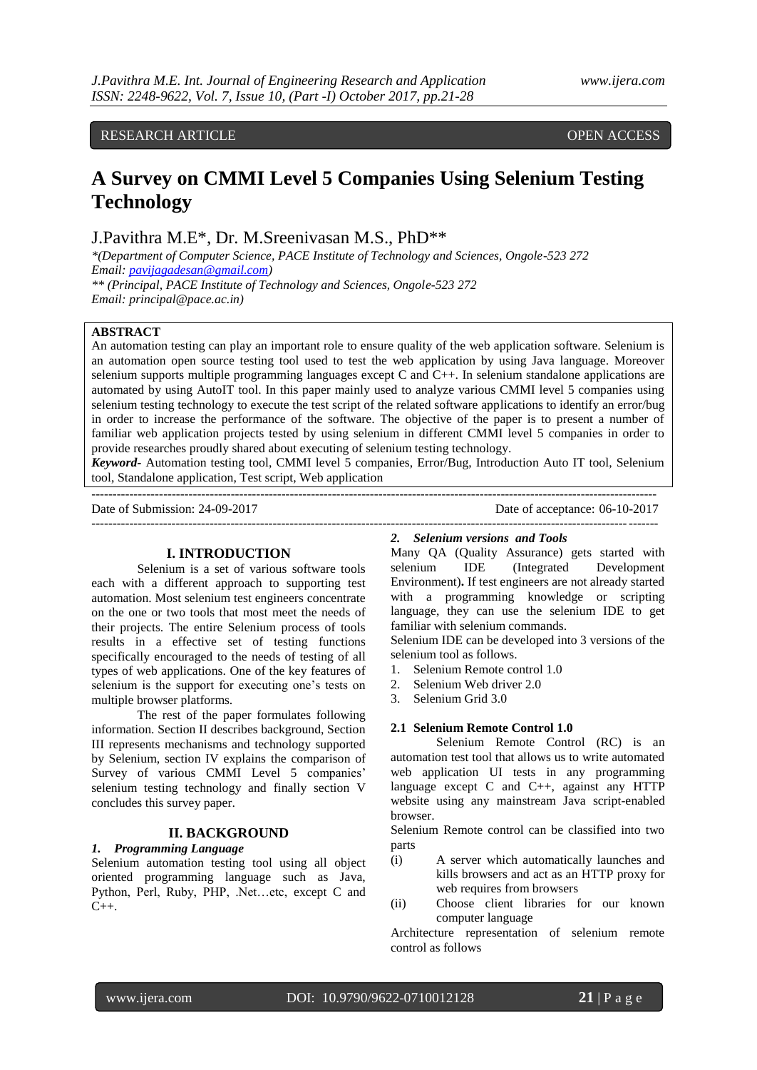RESEARCH ARTICLE OPEN ACCESS

# A Survey on CMMI Level 5 Companies Using Selenium Testing Technology

J.Pavithra M.E*, Dr. M.Sreenivasan M.S., PhD**

*(Department of Computer Science, PACE Institute of Technology and Sciences, Ongole-523 272
Email: pavijagadesan@gmail.com)
** (Principal, PACE Institute of Technology and Sciences, Ongole-523 272
Email: principal@pace.ac.in)

**ABSTRACT**

An automation testing can play an important role to ensure quality of the web application software. Selenium is an automation open source testing tool used to test the web application by using Java language. Moreover selenium supports multiple programming languages except C and C++. In selenium standalone applications are automated by using AutoIT tool. In this paper mainly used to analyze various CMMI level 5 companies using selenium testing technology to execute the test script of the related software applications to identify an error/bug in order to increase the performance of the software. The objective of the paper is to present a number of familiar web application projects tested by using selenium in different CMMI level 5 companies in order to provide researches proudly shared about executing of selenium testing technology.

***Keyword-*** Automation testing tool, CMMI level 5 companies, Error/Bug, Introduction Auto IT tool, Selenium tool, Standalone application, Test script, Web application

---

Date of Submission: 24-09-2017 Date of acceptance: 06-10-2017

---

## I. INTRODUCTION

Selenium is a set of various software tools each with a different approach to supporting test automation. Most selenium test engineers concentrate on the one or two tools that most meet the needs of their projects. The entire Selenium process of tools results in a effective set of testing functions specifically encouraged to the needs of testing of all types of web applications. One of the key features of selenium is the support for executing one's tests on multiple browser platforms.

The rest of the paper formulates following information. Section II describes background, Section III represents mechanisms and technology supported by Selenium, section IV explains the comparison of Survey of various CMMI Level 5 companies' selenium testing technology and finally section V concludes this survey paper.

## II. BACKGROUND

### *1. Programming Language*

Selenium automation testing tool using all object oriented programming language such as Java, Python, Perl, Ruby, PHP, .Net…etc, except C and C++.

### *2. Selenium versions and Tools*

Many QA (Quality Assurance) gets started with selenium IDE (Integrated Development Environment)**.** If test engineers are not already started with a programming knowledge or scripting language, they can use the selenium IDE to get familiar with selenium commands.

Selenium IDE can be developed into 3 versions of the selenium tool as follows.

1. Selenium Remote control 1.0
2. Selenium Web driver 2.0
3. Selenium Grid 3.0

#### 2.1 Selenium Remote Control 1.0

Selenium Remote Control (RC) is an automation test tool that allows us to write automated web application UI tests in any programming language except C and C++, against any HTTP website using any mainstream Java script-enabled browser.

Selenium Remote control can be classified into two parts

(i) A server which automatically launches and kills browsers and act as an HTTP proxy for web requires from browsers

(ii) Choose client libraries for our known computer language

Architecture representation of selenium remote control as follows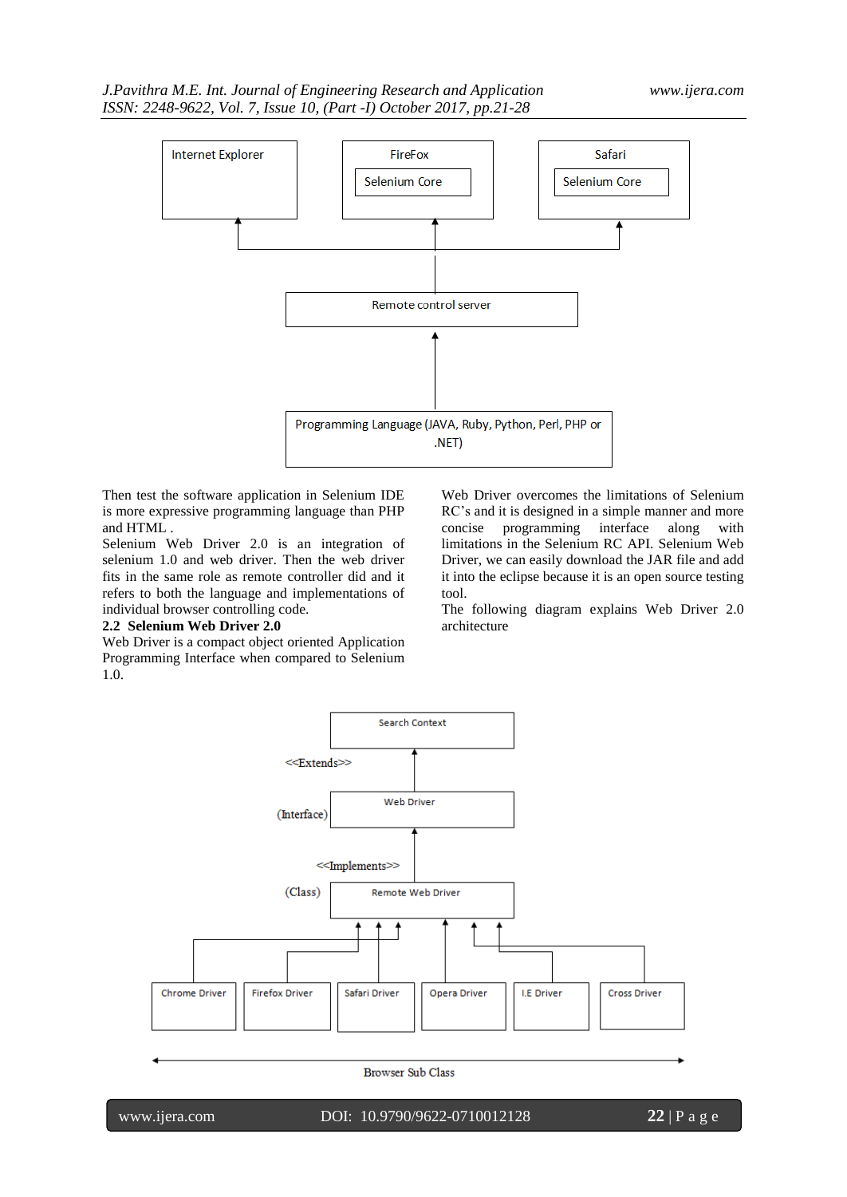Then test the software application in Selenium IDE is more expressive programming language than PHP and HTML .

Selenium Web Driver 2.0 is an integration of selenium 1.0 and web driver. Then the web driver fits in the same role as remote controller did and it refers to both the language and implementations of individual browser controlling code.

**2.2 Selenium Web Driver 2.0**

Web Driver is a compact object oriented Application Programming Interface when compared to Selenium 1.0.

Web Driver overcomes the limitations of Selenium RC's and it is designed in a simple manner and more concise programming interface along with limitations in the Selenium RC API. Selenium Web Driver, we can easily download the JAR file and add it into the eclipse because it is an open source testing tool.

The following diagram explains Web Driver 2.0 architecture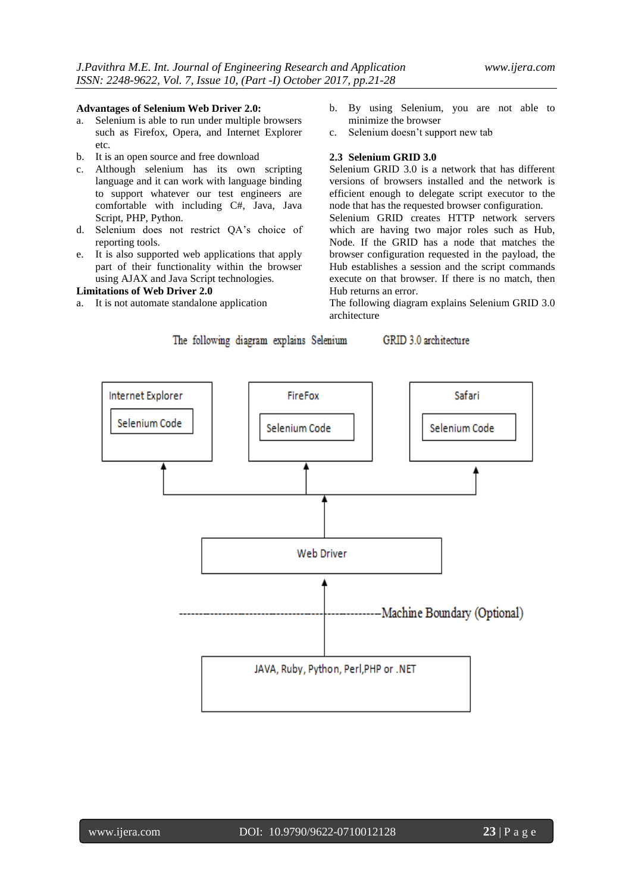**Advantages of Selenium Web Driver 2.0:**

a. Selenium is able to run under multiple browsers such as Firefox, Opera, and Internet Explorer etc.
b. It is an open source and free download
c. Although selenium has its own scripting language and it can work with language binding to support whatever our test engineers are comfortable with including C#, Java, Java Script, PHP, Python.
d. Selenium does not restrict QA's choice of reporting tools.
e. It is also supported web applications that apply part of their functionality within the browser using AJAX and Java Script technologies.

**Limitations of Web Driver 2.0**

a. It is not automate standalone application
b. By using Selenium, you are not able to minimize the browser
c. Selenium doesn't support new tab

### 2.3 Selenium GRID 3.0

Selenium GRID 3.0 is a network that has different versions of browsers installed and the network is efficient enough to delegate script executor to the node that has the requested browser configuration.

Selenium GRID creates HTTP network servers which are having two major roles such as Hub, Node. If the GRID has a node that matches the browser configuration requested in the payload, the Hub establishes a session and the script commands execute on that browser. If there is no match, then Hub returns an error.

The following diagram explains Selenium GRID 3.0 architecture

The following diagram explains Selenium GRID 3.0 architecture

Internet Explorer — Selenium Code | FireFox — Selenium Code | Safari — Selenium Code

Web Driver

Machine Boundary (Optional)

JAVA, Ruby, Python, Perl,PHP or .NET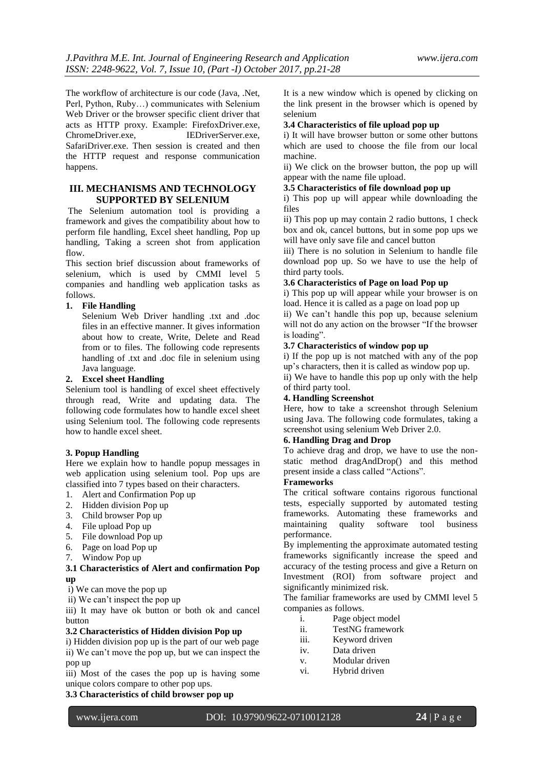The workflow of architecture is our code (Java, .Net, Perl, Python, Ruby…) communicates with Selenium Web Driver or the browser specific client driver that acts as HTTP proxy. Example: FirefoxDriver.exe, ChromeDriver.exe, IEDriverServer.exe, SafariDriver.exe. Then session is created and then the HTTP request and response communication happens.

## III. MECHANISMS AND TECHNOLOGY SUPPORTED BY SELENIUM

The Selenium automation tool is providing a framework and gives the compatibility about how to perform file handling, Excel sheet handling, Pop up handling, Taking a screen shot from application flow.

This section brief discussion about frameworks of selenium, which is used by CMMI level 5 companies and handling web application tasks as follows.

**1. File Handling**

Selenium Web Driver handling .txt and .doc files in an effective manner. It gives information about how to create, Write, Delete and Read from or to files. The following code represents handling of .txt and .doc file in selenium using Java language.

**2. Excel sheet Handling**

Selenium tool is handling of excel sheet effectively through read, Write and updating data. The following code formulates how to handle excel sheet using Selenium tool. The following code represents how to handle excel sheet.

**3. Popup Handling**

Here we explain how to handle popup messages in web application using selenium tool. Pop ups are classified into 7 types based on their characters.

1. Alert and Confirmation Pop up
2. Hidden division Pop up
3. Child browser Pop up
4. File upload Pop up
5. File download Pop up
6. Page on load Pop up
7. Window Pop up

**3.1 Characteristics of Alert and confirmation Pop up**

i) We can move the pop up

ii) We can't inspect the pop up

iii) It may have ok button or both ok and cancel button

**3.2 Characteristics of Hidden division Pop up**

i) Hidden division pop up is the part of our web page

ii) We can't move the pop up, but we can inspect the pop up

iii) Most of the cases the pop up is having some unique colors compare to other pop ups.

**3.3 Characteristics of child browser pop up**

It is a new window which is opened by clicking on the link present in the browser which is opened by selenium

**3.4 Characteristics of file upload pop up**

i) It will have browser button or some other buttons which are used to choose the file from our local machine.

ii) We click on the browser button, the pop up will appear with the name file upload.

**3.5 Characteristics of file download pop up**

i) This pop up will appear while downloading the files

ii) This pop up may contain 2 radio buttons, 1 check box and ok, cancel buttons, but in some pop ups we will have only save file and cancel button

iii) There is no solution in Selenium to handle file download pop up. So we have to use the help of third party tools.

**3.6 Characteristics of Page on load Pop up**

i) This pop up will appear while your browser is on load. Hence it is called as a page on load pop up

ii) We can't handle this pop up, because selenium will not do any action on the browser "If the browser is loading".

**3.7 Characteristics of window pop up**

i) If the pop up is not matched with any of the pop up's characters, then it is called as window pop up.

ii) We have to handle this pop up only with the help of third party tool.

**4. Handling Screenshot**

Here, how to take a screenshot through Selenium using Java. The following code formulates, taking a screenshot using selenium Web Driver 2.0.

**6. Handling Drag and Drop**

To achieve drag and drop, we have to use the non-static method dragAndDrop() and this method present inside a class called "Actions".

**Frameworks**

The critical software contains rigorous functional tests, especially supported by automated testing frameworks. Automating these frameworks and maintaining quality software tool business performance.

By implementing the approximate automated testing frameworks significantly increase the speed and accuracy of the testing process and give a Return on Investment (ROI) from software project and significantly minimized risk.

The familiar frameworks are used by CMMI level 5 companies as follows.

i. Page object model

ii. TestNG framework

iii. Keyword driven

iv. Data driven

v. Modular driven

vi. Hybrid driven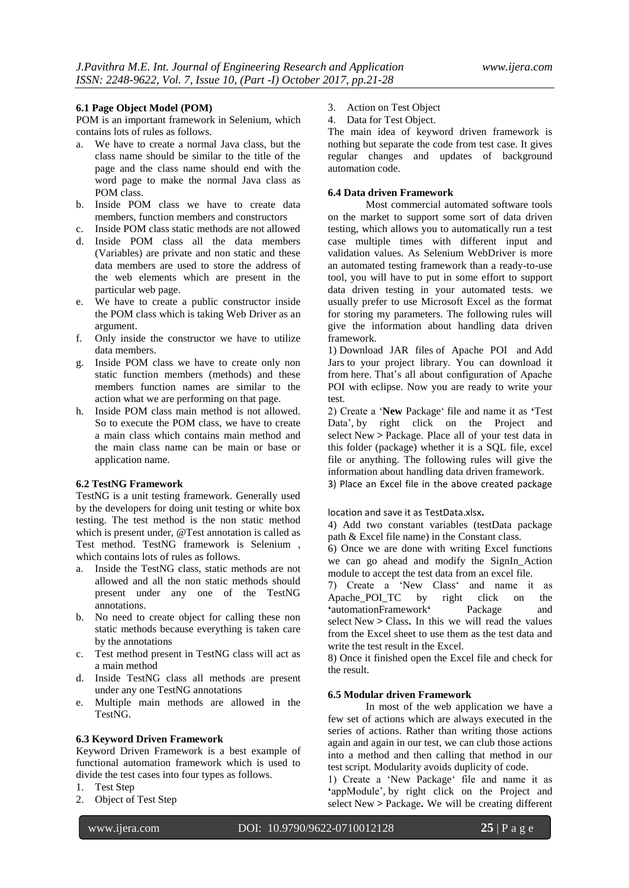### 6.1 Page Object Model (POM)

POM is an important framework in Selenium, which contains lots of rules as follows.

a. We have to create a normal Java class, but the class name should be similar to the title of the page and the class name should end with the word page to make the normal Java class as POM class.
b. Inside POM class we have to create data members, function members and constructors
c. Inside POM class static methods are not allowed
d. Inside POM class all the data members (Variables) are private and non static and these data members are used to store the address of the web elements which are present in the particular web page.
e. We have to create a public constructor inside the POM class which is taking Web Driver as an argument.
f. Only inside the constructor we have to utilize data members.
g. Inside POM class we have to create only non static function members (methods) and these members function names are similar to the action what we are performing on that page.
h. Inside POM class main method is not allowed. So to execute the POM class, we have to create a main class which contains main method and the main class name can be main or base or application name.

### 6.2 TestNG Framework

TestNG is a unit testing framework. Generally used by the developers for doing unit testing or white box testing. The test method is the non static method which is present under, @Test annotation is called as Test method. TestNG framework is Selenium , which contains lots of rules as follows.

a. Inside the TestNG class, static methods are not allowed and all the non static methods should present under any one of the TestNG annotations.
b. No need to create object for calling these non static methods because everything is taken care by the annotations
c. Test method present in TestNG class will act as a main method
d. Inside TestNG class all methods are present under any one TestNG annotations
e. Multiple main methods are allowed in the TestNG.

### 6.3 Keyword Driven Framework

Keyword Driven Framework is a best example of functional automation framework which is used to divide the test cases into four types as follows.

1. Test Step
2. Object of Test Step
3. Action on Test Object
4. Data for Test Object.

The main idea of keyword driven framework is nothing but separate the code from test case. It gives regular changes and updates of background automation code.

### 6.4 Data driven Framework

Most commercial automated software tools on the market to support some sort of data driven testing, which allows you to automatically run a test case multiple times with different input and validation values. As Selenium WebDriver is more an automated testing framework than a ready-to-use tool, you will have to put in some effort to support data driven testing in your automated tests. we usually prefer to use Microsoft Excel as the format for storing my parameters. The following rules will give the information about handling data driven framework.

1) Download JAR files of Apache POI and Add Jars to your project library. You can download it from here. That's all about configuration of Apache POI with eclipse. Now you are ready to write your test.

2) Create a '**New** Package' file and name it as 'Test Data', by right click on the Project and select New > Package. Place all of your test data in this folder (package) whether it is a SQL file, excel file or anything. The following rules will give the information about handling data driven framework.

3) Place an Excel file in the above created package location and save it as TestData.xlsx**.**

4) Add two constant variables (testData package path & Excel file name) in the Constant class.

6) Once we are done with writing Excel functions we can go ahead and modify the SignIn_Action module to accept the test data from an excel file.

7) Create a 'New Class' and name it as Apache_POI_TC by right click on the '**automationFramework**' Package and select New > Class**.** In this we will read the values from the Excel sheet to use them as the test data and write the test result in the Excel.

8) Once it finished open the Excel file and check for the result.

### 6.5 Modular driven Framework

In most of the web application we have a few set of actions which are always executed in the series of actions. Rather than writing those actions again and again in our test, we can club those actions into a method and then calling that method in our test script. Modularity avoids duplicity of code.

1) Create a 'New Package' file and name it as 'appModule', by right click on the Project and select New > Package**.** We will be creating different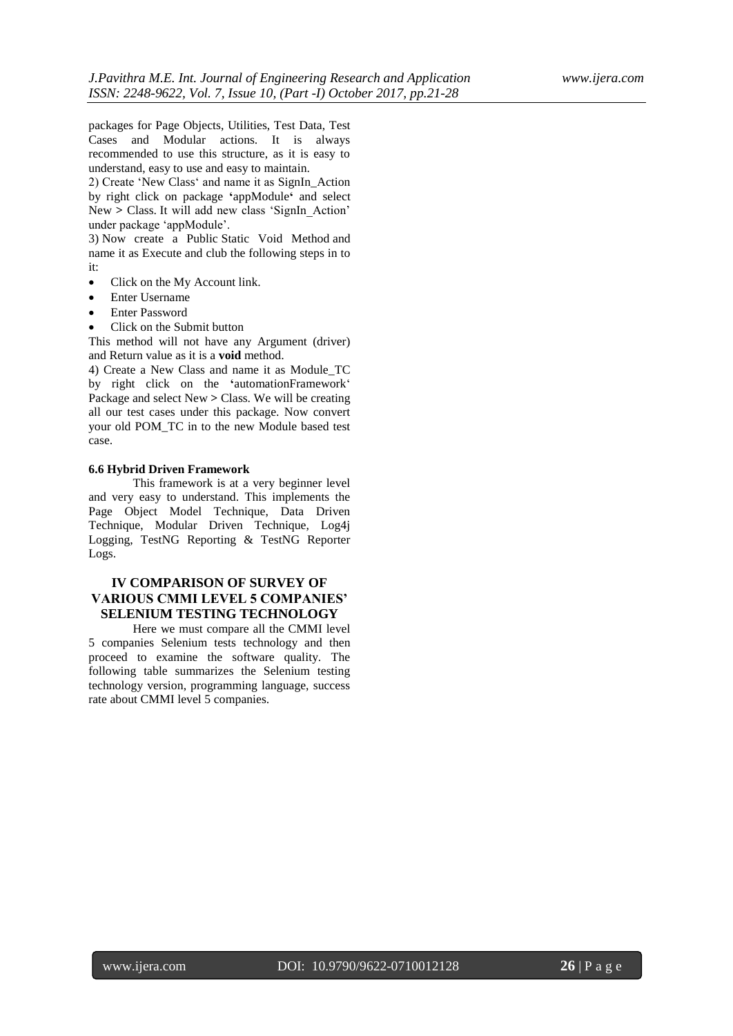packages for Page Objects, Utilities, Test Data, Test Cases and Modular actions. It is always recommended to use this structure, as it is easy to understand, easy to use and easy to maintain.

2) Create 'New Class' and name it as SignIn_Action by right click on package **'**appModule**'** and select New **>** Class. It will add new class 'SignIn_Action' under package 'appModule'.

3) Now create a Public Static Void Method and name it as Execute and club the following steps in to it:

- Click on the My Account link.
- Enter Username
- Enter Password
- Click on the Submit button

This method will not have any Argument (driver) and Return value as it is a **void** method.

4) Create a New Class and name it as Module_TC by right click on the **'**automationFramework' Package and select New **>** Class. We will be creating all our test cases under this package. Now convert your old POM_TC in to the new Module based test case.

**6.6 Hybrid Driven Framework**

This framework is at a very beginner level and very easy to understand. This implements the Page Object Model Technique, Data Driven Technique, Modular Driven Technique, Log4j Logging, TestNG Reporting & TestNG Reporter Logs.

## IV COMPARISON OF SURVEY OF VARIOUS CMMI LEVEL 5 COMPANIES' SELENIUM TESTING TECHNOLOGY

Here we must compare all the CMMI level 5 companies Selenium tests technology and then proceed to examine the software quality. The following table summarizes the Selenium testing technology version, programming language, success rate about CMMI level 5 companies.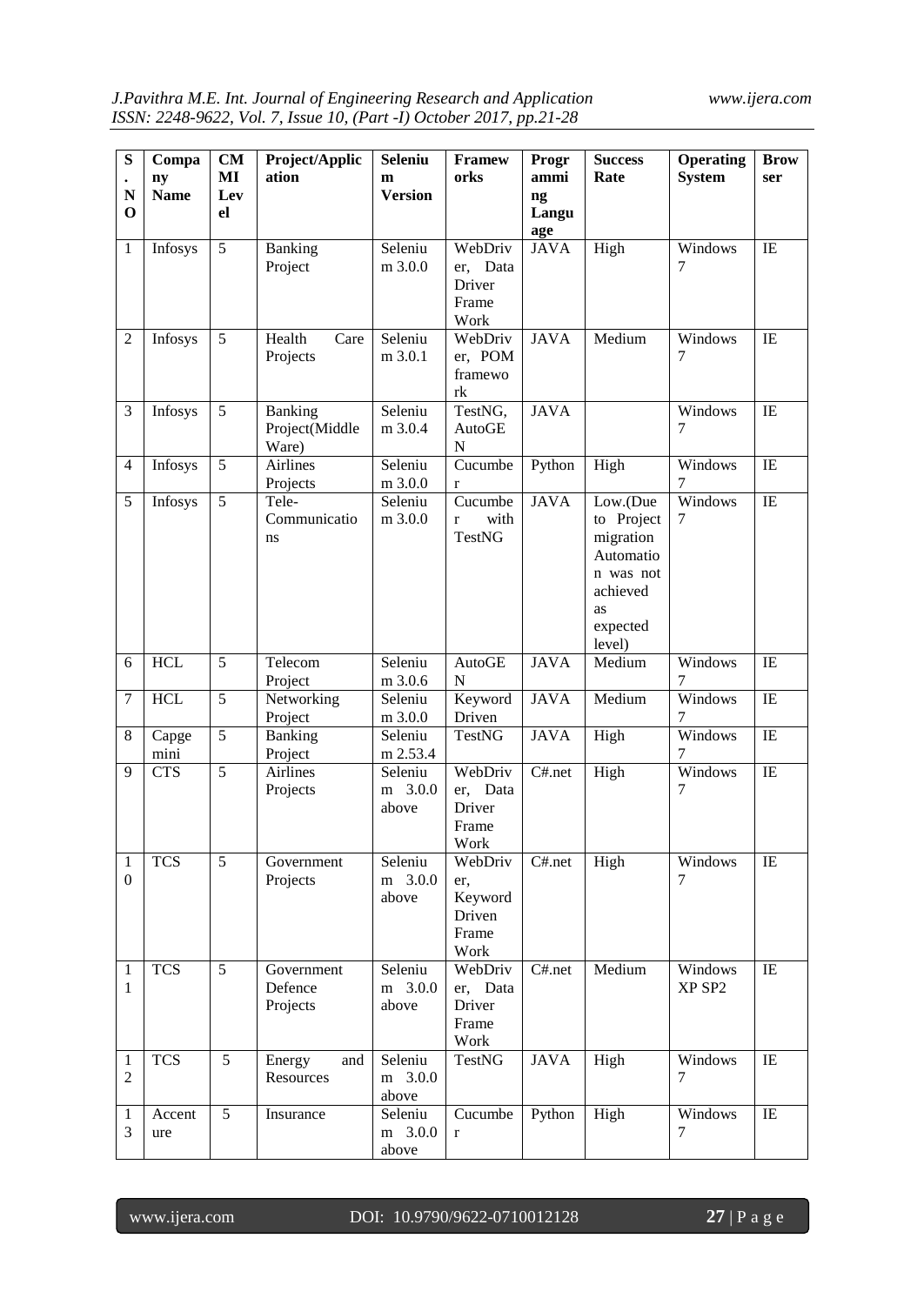| S. NO | Company Name | CMMI Level | Project/Application | Selenium Version | Frameworks | Programming Language | Success Rate | Operating System | Browser |
|---|---|---|---|---|---|---|---|---|---|
| 1 | Infosys | 5 | Banking Project | Selenium 3.0.0 | WebDriver, Data Driver Frame Work | JAVA | High | Windows 7 | IE |
| 2 | Infosys | 5 | Health Care Projects | Selenium 3.0.1 | WebDriver, POM framework | JAVA | Medium | Windows 7 | IE |
| 3 | Infosys | 5 | Banking Project(Middle Ware) | Selenium 3.0.4 | TestNG, AutoGEN | JAVA | | Windows 7 | IE |
| 4 | Infosys | 5 | Airlines Projects | Selenium 3.0.0 | Cucumber | Python | High | Windows 7 | IE |
| 5 | Infosys | 5 | Tele-Communications | Selenium 3.0.0 | Cucumber with TestNG | JAVA | Low.(Due to Project migration Automation was not achieved as expected level) | Windows 7 | IE |
| 6 | HCL | 5 | Telecom Project | Selenium 3.0.6 | AutoGEN | JAVA | Medium | Windows 7 | IE |
| 7 | HCL | 5 | Networking Project | Selenium 3.0.0 | Keyword Driven | JAVA | Medium | Windows 7 | IE |
| 8 | Capgemini | 5 | Banking Project | Selenium 2.53.4 | TestNG | JAVA | High | Windows 7 | IE |
| 9 | CTS | 5 | Airlines Projects | Selenium 3.0.0 above | WebDriver, Data Driver Frame Work | C#.net | High | Windows 7 | IE |
| 10 | TCS | 5 | Government Projects | Selenium 3.0.0 above | WebDriver, Keyword Driven Frame Work | C#.net | High | Windows 7 | IE |
| 11 | TCS | 5 | Government Defence Projects | Selenium 3.0.0 above | WebDriver, Data Driver Frame Work | C#.net | Medium | Windows XP SP2 | IE |
| 12 | TCS | 5 | Energy and Resources | Selenium 3.0.0 above | TestNG | JAVA | High | Windows 7 | IE |
| 13 | Accenture | 5 | Insurance | Selenium 3.0.0 above | Cucumber | Python | High | Windows 7 | IE |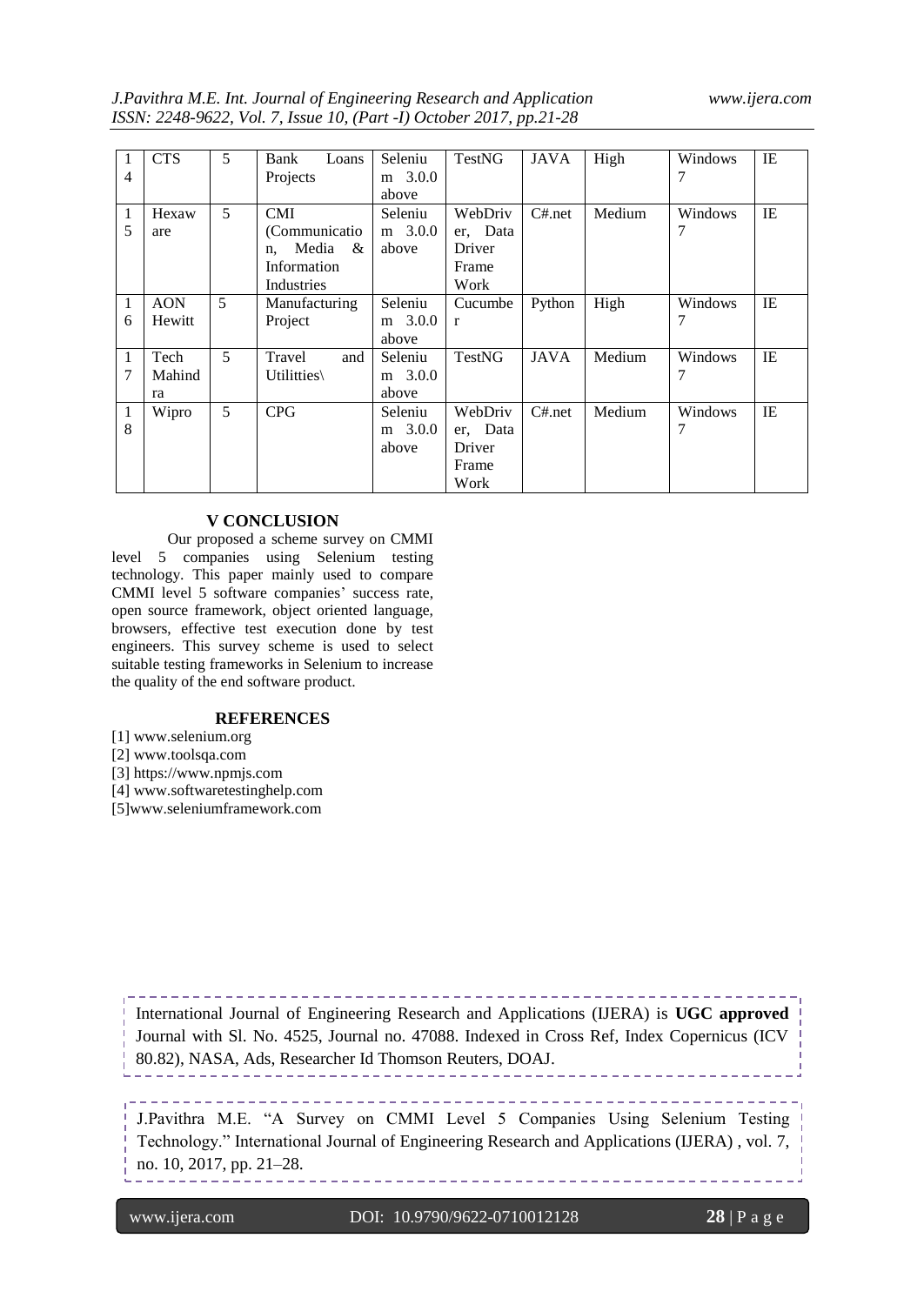| | | | | | | | | | |
|---|---|---|---|---|---|---|---|---|---|
| 14 | CTS | 5 | Bank Loans Projects | Selenium 3.0.0 above | TestNG | JAVA | High | Windows 7 | IE |
| 15 | Hexaware | 5 | CMI (Communication, Media & Information Industries | Selenium 3.0.0 above | WebDriver, Data Driver Frame Work | C#.net | Medium | Windows 7 | IE |
| 16 | AON Hewitt | 5 | Manufacturing Project | Selenium 3.0.0 above | Cucumber | Python | High | Windows 7 | IE |
| 17 | Tech Mahindra | 5 | Travel and Utilitties\ | Selenium 3.0.0 above | TestNG | JAVA | Medium | Windows 7 | IE |
| 18 | Wipro | 5 | CPG | Selenium 3.0.0 above | WebDriver, Data Driver Frame Work | C#.net | Medium | Windows 7 | IE |

## V CONCLUSION

Our proposed a scheme survey on CMMI level 5 companies using Selenium testing technology. This paper mainly used to compare CMMI level 5 software companies' success rate, open source framework, object oriented language, browsers, effective test execution done by test engineers. This survey scheme is used to select suitable testing frameworks in Selenium to increase the quality of the end software product.

## REFERENCES

[1] www.selenium.org
[2] www.toolsqa.com
[3] https://www.npmjs.com
[4] www.softwaretestinghelp.com
[5]www.seleniumframework.com

International Journal of Engineering Research and Applications (IJERA) is **UGC approved** Journal with Sl. No. 4525, Journal no. 47088. Indexed in Cross Ref, Index Copernicus (ICV 80.82), NASA, Ads, Researcher Id Thomson Reuters, DOAJ.

J.Pavithra M.E. "A Survey on CMMI Level 5 Companies Using Selenium Testing Technology." International Journal of Engineering Research and Applications (IJERA) , vol. 7, no. 10, 2017, pp. 21–28.